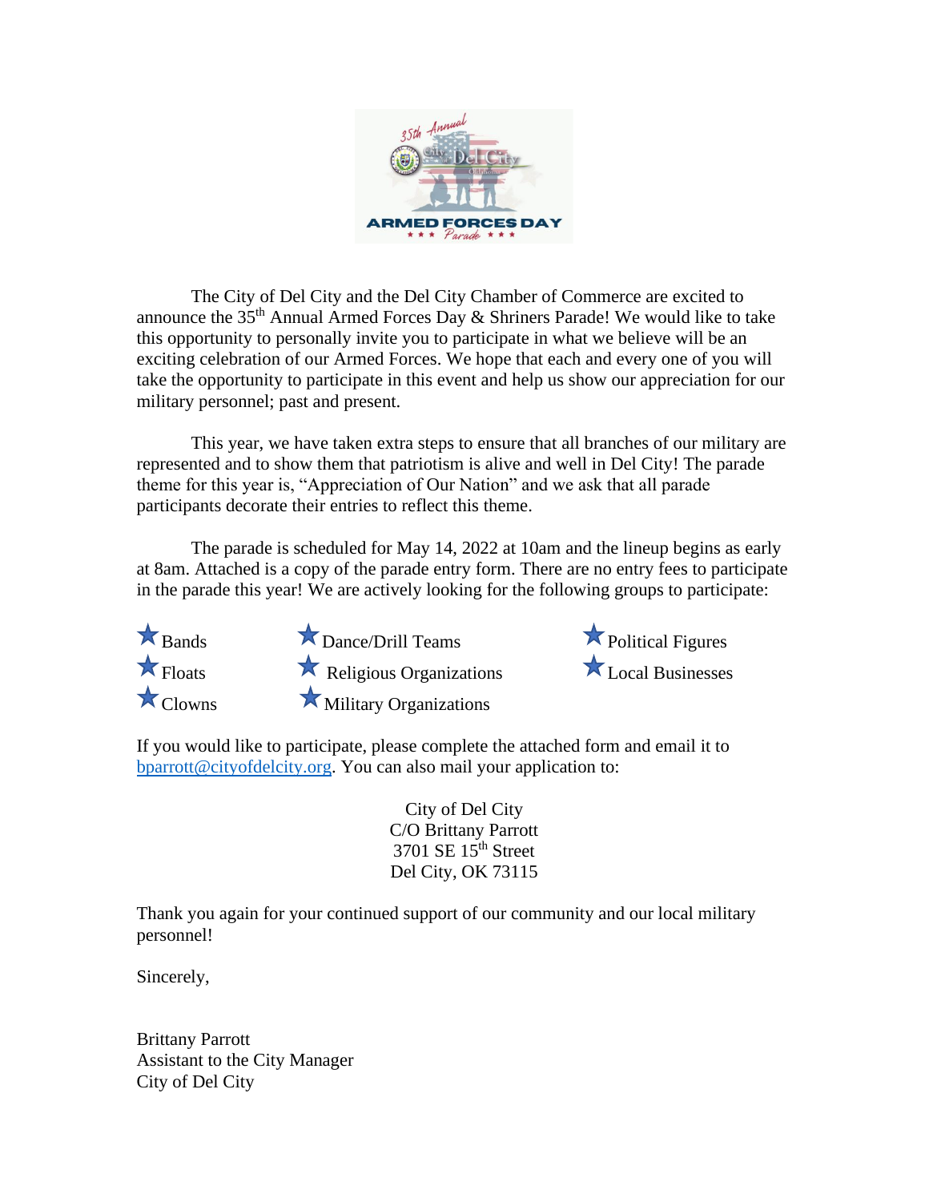The City of Del City and the Del City Chamber of Commerce are excited to announce the 35th Annual Armed Forces Day & Shriners Parade! We would like to take this opportunity to personally invite you to participate in what we believe will be an exciting celebration of our Armed Forces. We hope that each and every one of you will take the opportunity to participate in this event and help us show our appreciation for our military personnel; past and present.

This year, we have taken extra steps to ensure that all branches of our military are represented and to show them that patriotism is alive and well in Del City! The parade theme for this year is, "Appreciation of Our Nation" and we ask that all parade participants decorate their entries to reflect this theme.

The parade is scheduled for May 14, 2022 at 10am and the lineup begins as early at 8am. Attached is a copy of the parade entry form. There are no entry fees to participate in the parade this year! We are actively looking for the following groups to participate:

- Bands
- Floats
- Clowns
- Dance/Drill Teams
- Religious Organizations
- Military Organizations
- Political Figures
- Local Businesses

If you would like to participate, please complete the attached form and email it to bparrott@cityofdelcity.org. You can also mail your application to:

City of Del City
C/O Brittany Parrott
3701 SE 15th Street
Del City, OK 73115

Thank you again for your continued support of our community and our local military personnel!

Sincerely,

Brittany Parrott
Assistant to the City Manager
City of Del City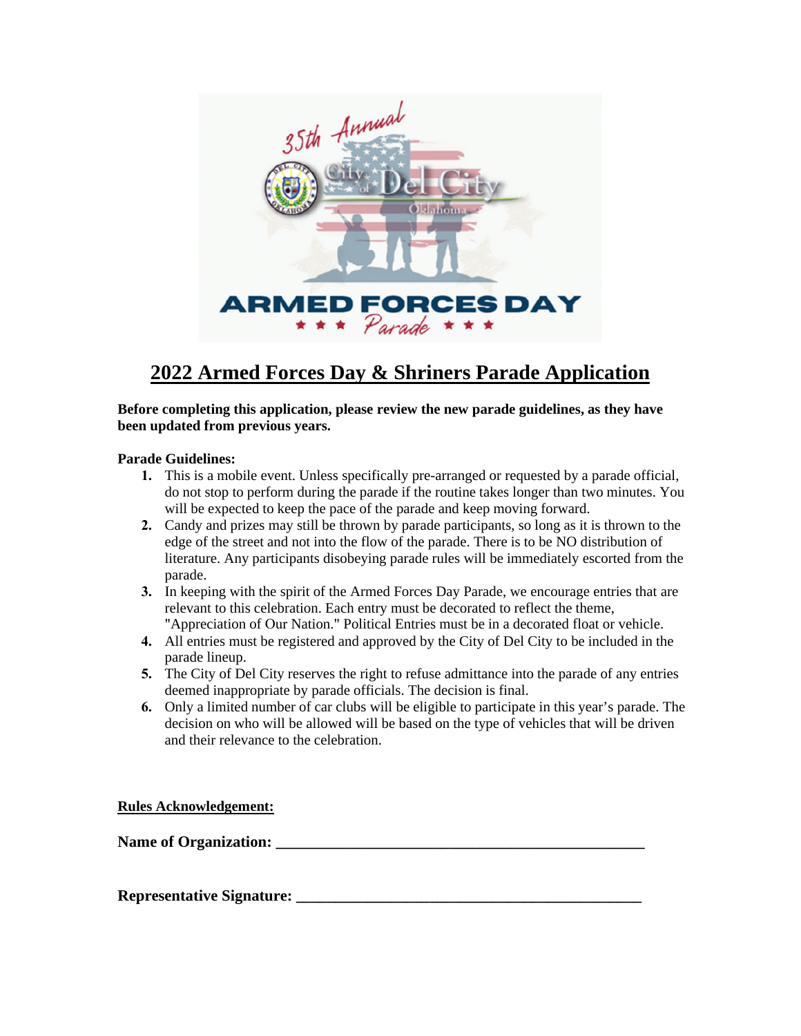# 2022 Armed Forces Day & Shriners Parade Application

**Before completing this application, please review the new parade guidelines, as they have been updated from previous years.**

**Parade Guidelines:**

1. This is a mobile event. Unless specifically pre-arranged or requested by a parade official, do not stop to perform during the parade if the routine takes longer than two minutes. You will be expected to keep the pace of the parade and keep moving forward.
2. Candy and prizes may still be thrown by parade participants, so long as it is thrown to the edge of the street and not into the flow of the parade. There is to be NO distribution of literature. Any participants disobeying parade rules will be immediately escorted from the parade.
3. In keeping with the spirit of the Armed Forces Day Parade, we encourage entries that are relevant to this celebration. Each entry must be decorated to reflect the theme, "Appreciation of Our Nation." Political Entries must be in a decorated float or vehicle.
4. All entries must be registered and approved by the City of Del City to be included in the parade lineup.
5. The City of Del City reserves the right to refuse admittance into the parade of any entries deemed inappropriate by parade officials. The decision is final.
6. Only a limited number of car clubs will be eligible to participate in this year's parade. The decision on who will be allowed will be based on the type of vehicles that will be driven and their relevance to the celebration.

**Rules Acknowledgement:**

**Name of Organization:** ________________________________________________

**Representative Signature:** ____________________________________________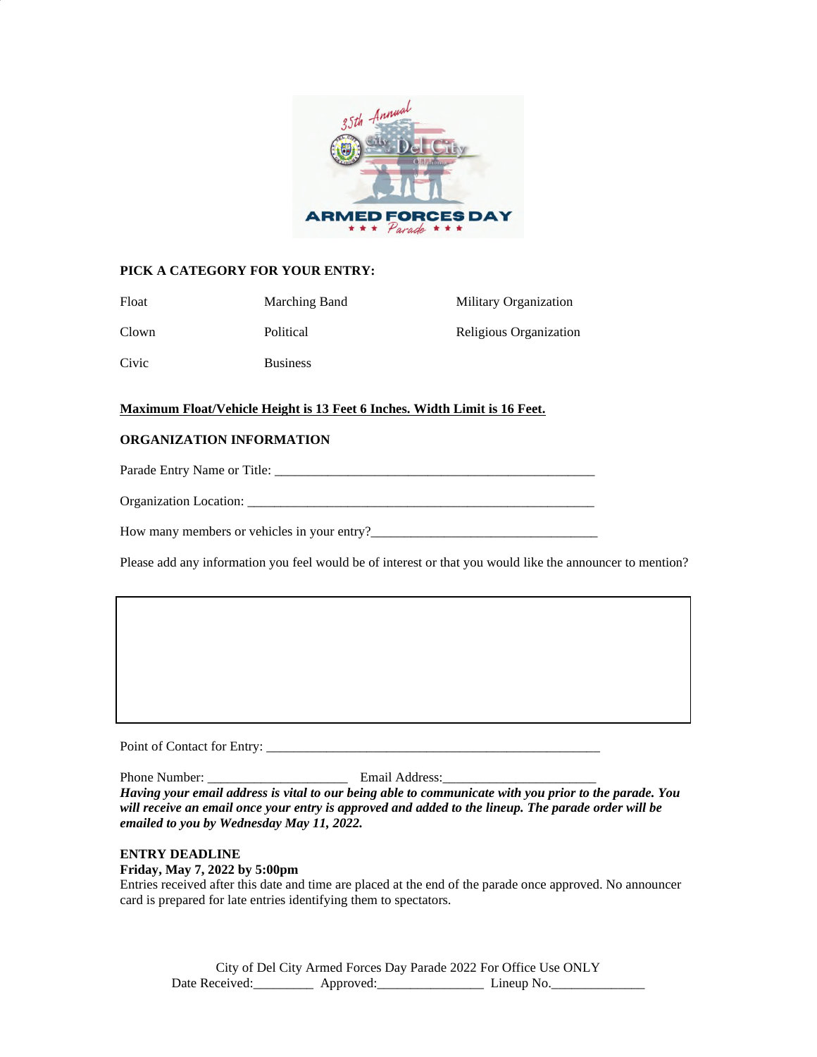**PICK A CATEGORY FOR YOUR ENTRY:**

| | | |
|---|---|---|
| Float | Marching Band | Military Organization |
| Clown | Political | Religious Organization |
| Civic | Business | |

**Maximum Float/Vehicle Height is 13 Feet 6 Inches. Width Limit is 16 Feet.**

**ORGANIZATION INFORMATION**

Parade Entry Name or Title: _______________________________________________

Organization Location: ____________________________________________________

How many members or vehicles in your entry?_________________________________

Please add any information you feel would be of interest or that you would like the announcer to mention?

Point of Contact for Entry: _________________________________________________

Phone Number: ____________________ Email Address:______________________

***Having your email address is vital to our being able to communicate with you prior to the parade. You will receive an email once your entry is approved and added to the lineup. The parade order will be emailed to you by Wednesday May 11, 2022.***

**ENTRY DEADLINE**
**Friday, May 7, 2022 by 5:00pm**
Entries received after this date and time are placed at the end of the parade once approved. No announcer card is prepared for late entries identifying them to spectators.

City of Del City Armed Forces Day Parade 2022 For Office Use ONLY
Date Received:_________ Approved:________________ Lineup No.______________